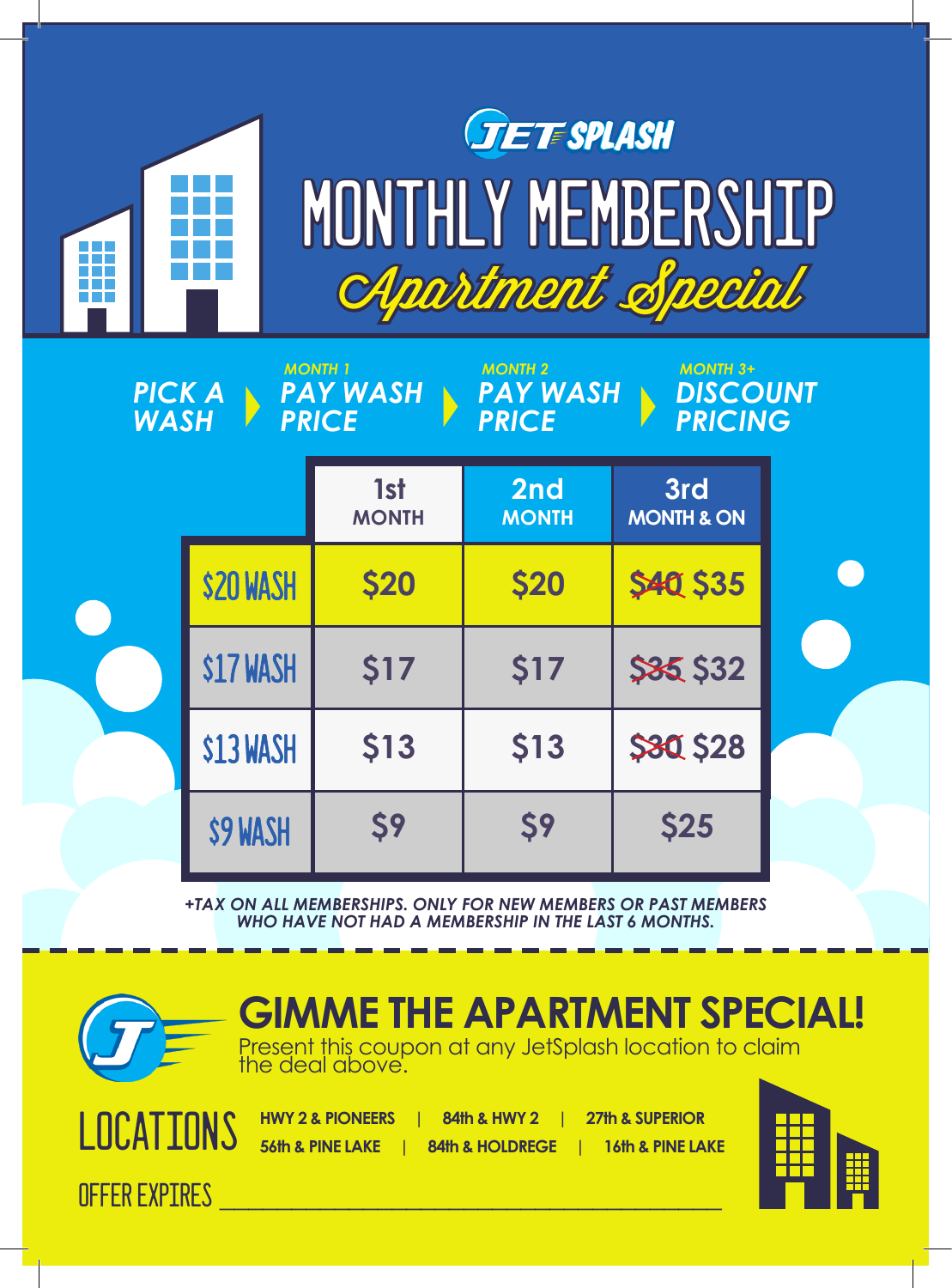# JET SPLASH

# MONTHLY MEMBERSHIP

## Apartment Special

**PICK A WASH** ▶ **MONTH 1: PAY WASH PRICE** ▶ **MONTH 2: PAY WASH PRICE** ▶ **MONTH 3+: DISCOUNT PRICING**

| | 1st MONTH | 2nd MONTH | 3rd MONTH & ON |
|---|---|---|---|
| $20 WASH | $20 | $20 | ~~$40~~ $35 |
| $17 WASH | $17 | $17 | ~~$35~~ $32 |
| $13 WASH | $13 | $13 | ~~$30~~ $28 |
| $9 WASH | $9 | $9 | $25 |

*+TAX ON ALL MEMBERSHIPS. ONLY FOR NEW MEMBERS OR PAST MEMBERS WHO HAVE NOT HAD A MEMBERSHIP IN THE LAST 6 MONTHS.*

## GIMME THE APARTMENT SPECIAL!

Present this coupon at any JetSplash location to claim the deal above.

**LOCATIONS**

HWY 2 & PIONEERS | 84th & HWY 2 | 27th & SUPERIOR
56th & PINE LAKE | 84th & HOLDREGE | 16th & PINE LAKE

OFFER EXPIRES ____________________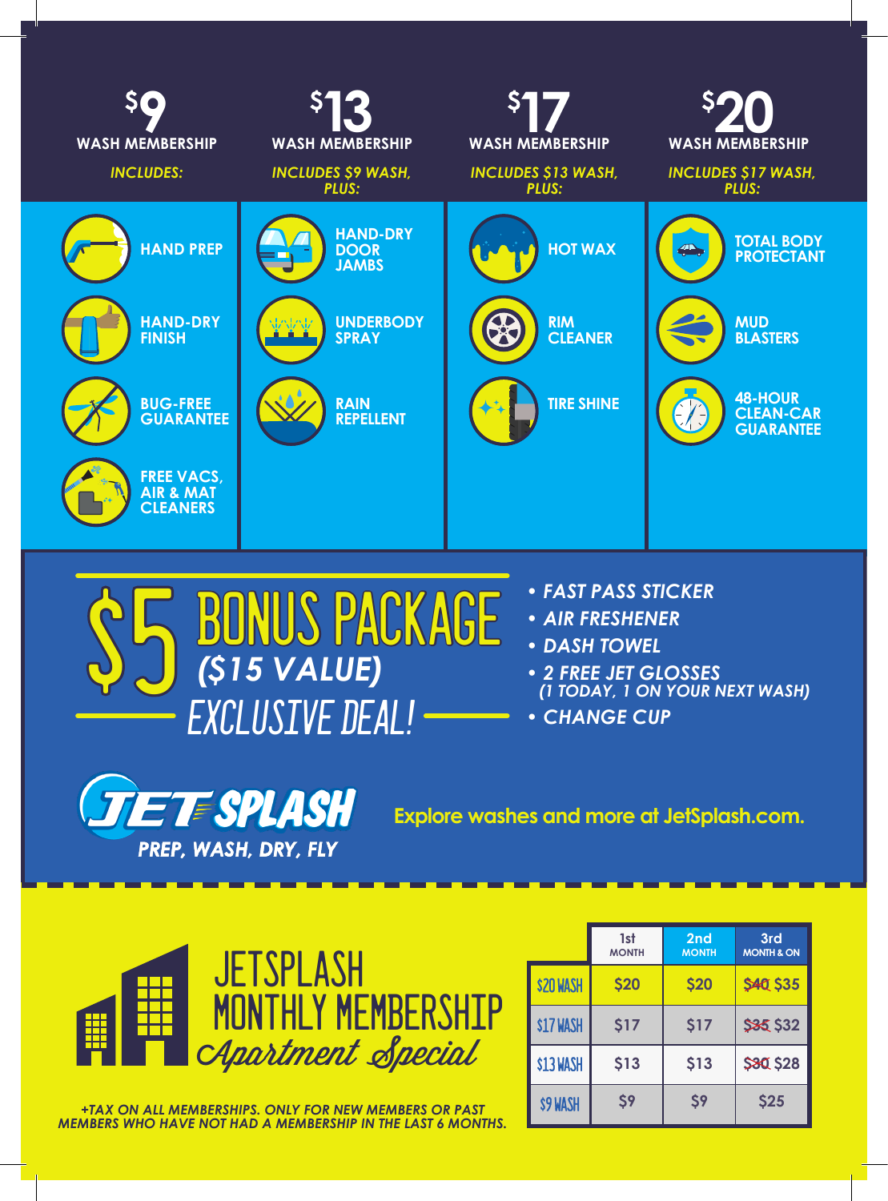## $9 WASH MEMBERSHIP

*INCLUDES:*

- HAND PREP
- HAND-DRY FINISH
- BUG-FREE GUARANTEE
- FREE VACS, AIR & MAT CLEANERS

## $13 WASH MEMBERSHIP

*INCLUDES $9 WASH, PLUS:*

- HAND-DRY DOOR JAMBS
- UNDERBODY SPRAY
- RAIN REPELLENT

## $17 WASH MEMBERSHIP

*INCLUDES $13 WASH, PLUS:*

- HOT WAX
- RIM CLEANER
- TIRE SHINE

## $20 WASH MEMBERSHIP

*INCLUDES $17 WASH, PLUS:*

- TOTAL BODY PROTECTANT
- MUD BLASTERS
- 48-HOUR CLEAN-CAR GUARANTEE

# $5 BONUS PACKAGE

***($15 VALUE)***

EXCLUSIVE DEAL!

- ***FAST PASS STICKER***
- ***AIR FRESHENER***
- ***DASH TOWEL***
- ***2 FREE JET GLOSSES*** *(1 TODAY, 1 ON YOUR NEXT WASH)*
- ***CHANGE CUP***

**JET SPLASH**

*PREP, WASH, DRY, FLY*

**Explore washes and more at JetSplash.com.**

# JETSPLASH MONTHLY MEMBERSHIP

*Apartment Special*

| | 1st MONTH | 2nd MONTH | 3rd MONTH & ON |
|---|---|---|---|
| $20 WASH | $20 | $20 | ~~$40~~ $35 |
| $17 WASH | $17 | $17 | ~~$35~~ $32 |
| $13 WASH | $13 | $13 | ~~$30~~ $28 |
| $9 WASH | $9 | $9 | $25 |

*+TAX ON ALL MEMBERSHIPS. ONLY FOR NEW MEMBERS OR PAST MEMBERS WHO HAVE NOT HAD A MEMBERSHIP IN THE LAST 6 MONTHS.*